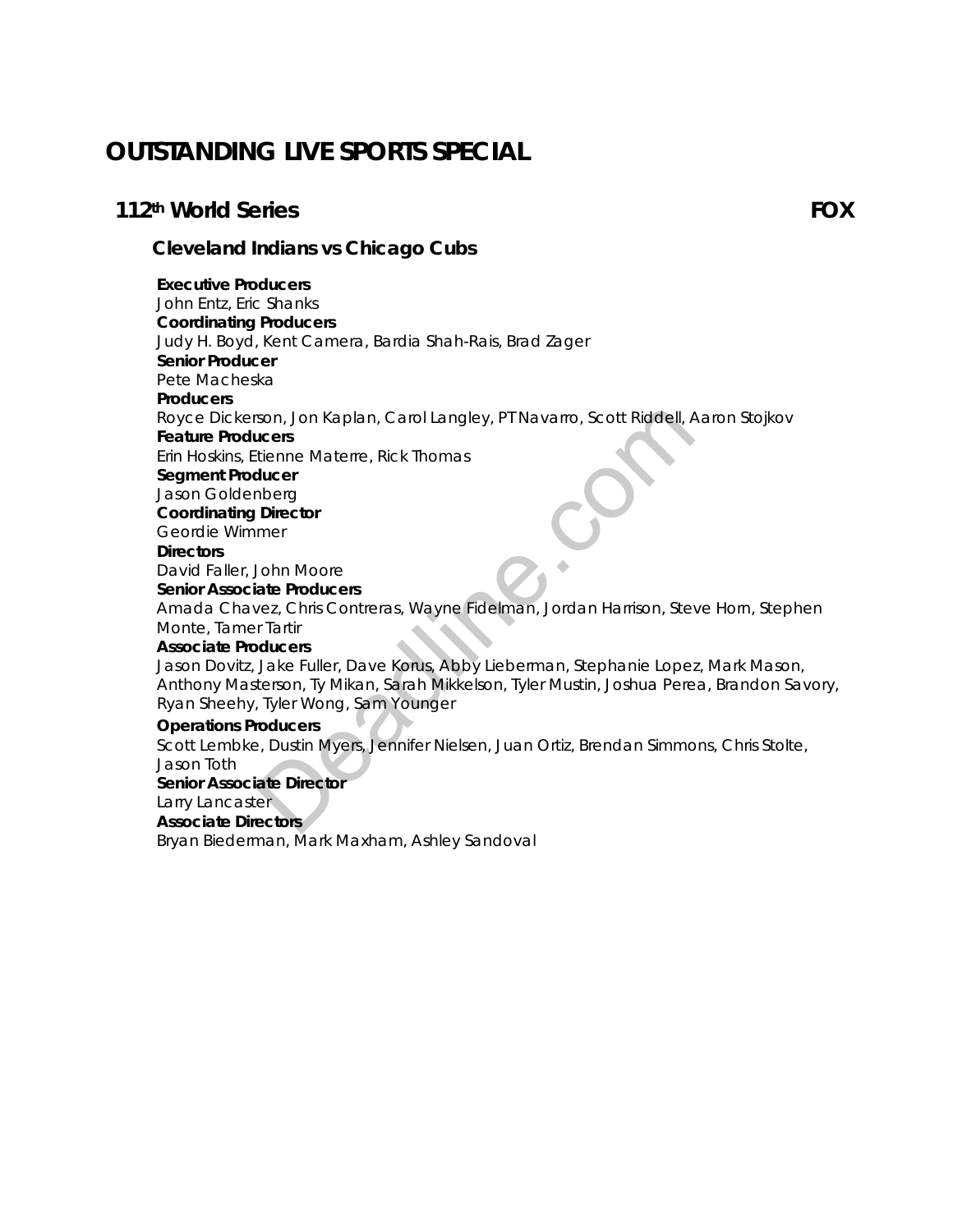# OUTSTANDING LIVE SPORTS SPECIAL

## 112th World Series FOX

### Cleveland Indians vs Chicago Cubs

**Executive Producers**
John Entz, Eric Shanks
**Coordinating Producers**
Judy H. Boyd, Kent Camera, Bardia Shah-Rais, Brad Zager
**Senior Producer**
Pete Macheska
**Producers**
Royce Dickerson, Jon Kaplan, Carol Langley, PT Navarro, Scott Riddell, Aaron Stojkov
**Feature Producers**
Erin Hoskins, Etienne Materre, Rick Thomas
**Segment Producer**
Jason Goldenberg
**Coordinating Director**
Geordie Wimmer
**Directors**
David Faller, John Moore
**Senior Associate Producers**
Amada Chavez, Chris Contreras, Wayne Fidelman, Jordan Harrison, Steve Horn, Stephen Monte, Tamer Tartir
**Associate Producers**
Jason Dovitz, Jake Fuller, Dave Korus, Abby Lieberman, Stephanie Lopez, Mark Mason, Anthony Masterson, Ty Mikan, Sarah Mikkelson, Tyler Mustin, Joshua Perea, Brandon Savory, Ryan Sheehy, Tyler Wong, Sam Younger
**Operations Producers**
Scott Lembke, Dustin Myers, Jennifer Nielsen, Juan Ortiz, Brendan Simmons, Chris Stolte, Jason Toth
**Senior Associate Director**
Larry Lancaster
**Associate Directors**
Bryan Biederman, Mark Maxham, Ashley Sandoval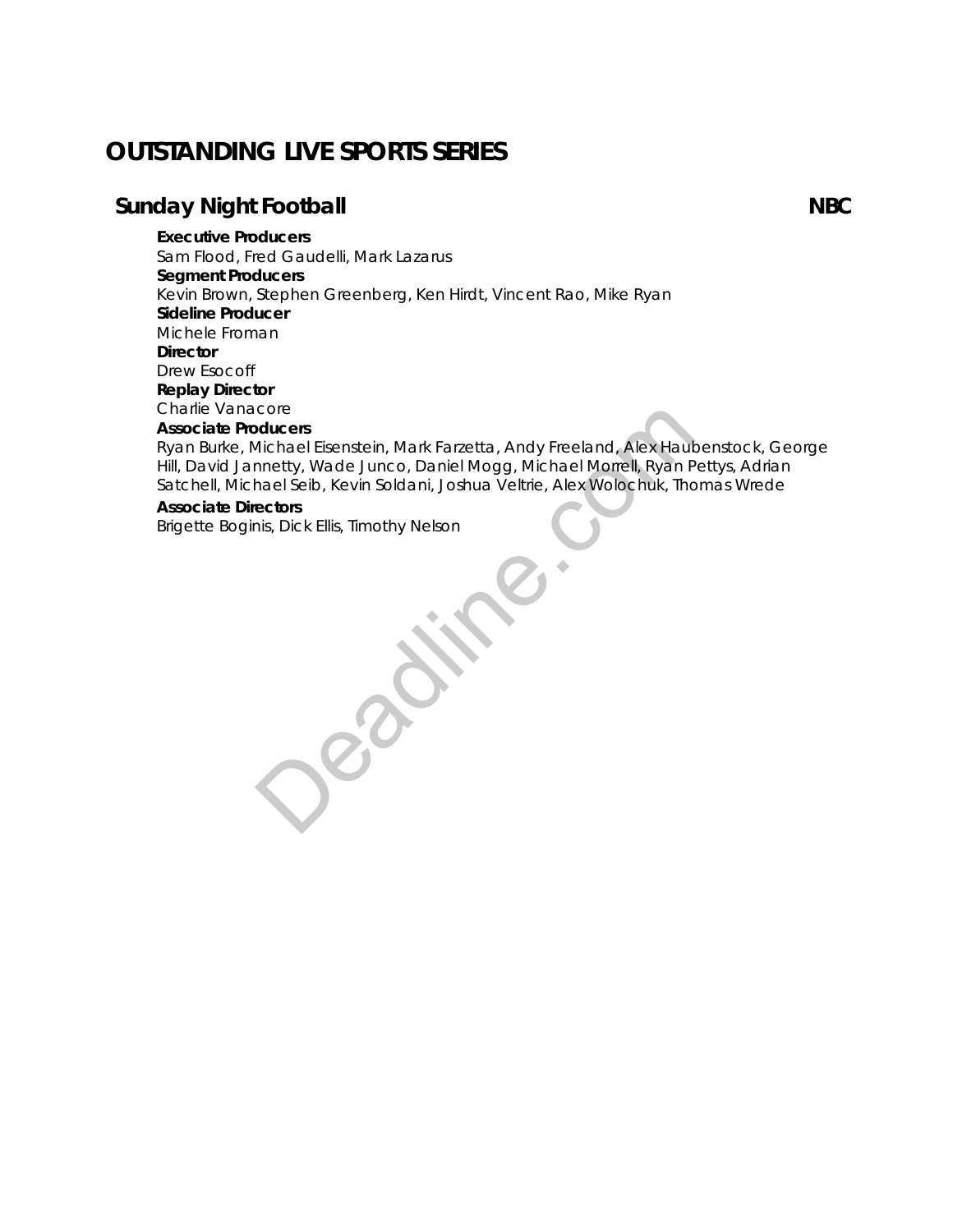# OUTSTANDING LIVE SPORTS SERIES

## Sunday Night Football NBC

**Executive Producers**
Sam Flood, Fred Gaudelli, Mark Lazarus
**Segment Producers**
Kevin Brown, Stephen Greenberg, Ken Hirdt, Vincent Rao, Mike Ryan
**Sideline Producer**
Michele Froman
**Director**
Drew Esocoff
**Replay Director**
Charlie Vanacore
**Associate Producers**
Ryan Burke, Michael Eisenstein, Mark Farzetta, Andy Freeland, Alex Haubenstock, George Hill, David Jannetty, Wade Junco, Daniel Mogg, Michael Morrell, Ryan Pettys, Adrian Satchell, Michael Seib, Kevin Soldani, Joshua Veltrie, Alex Wolochuk, Thomas Wrede
**Associate Directors**
Brigette Boginis, Dick Ellis, Timothy Nelson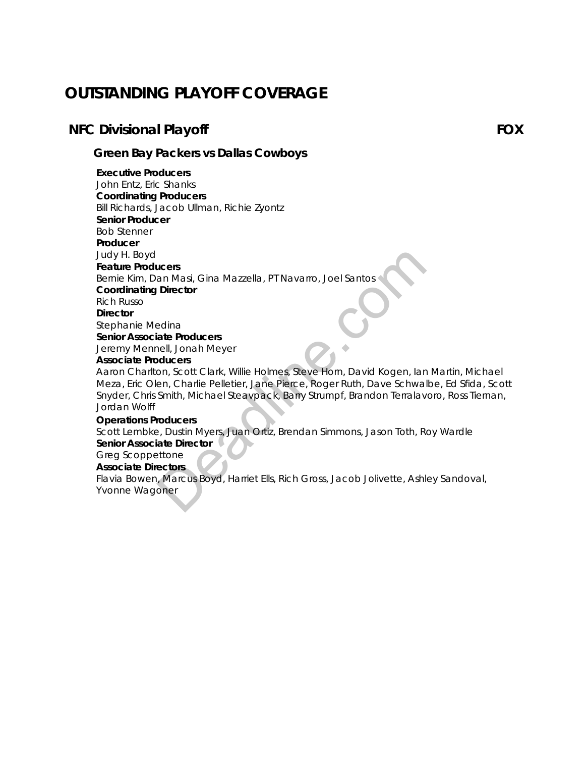# OUTSTANDING PLAYOFF COVERAGE

## NFC Divisional Playoff — FOX

### Green Bay Packers vs Dallas Cowboys

**Executive Producers**
John Entz, Eric Shanks
**Coordinating Producers**
Bill Richards, Jacob Ullman, Richie Zyontz
**Senior Producer**
Bob Stenner
**Producer**
Judy H. Boyd
**Feature Producers**
Bernie Kim, Dan Masi, Gina Mazzella, PT Navarro, Joel Santos
**Coordinating Director**
Rich Russo
**Director**
Stephanie Medina
**Senior Associate Producers**
Jeremy Mennell, Jonah Meyer
**Associate Producers**
Aaron Charlton, Scott Clark, Willie Holmes, Steve Horn, David Kogen, Ian Martin, Michael Meza, Eric Olen, Charlie Pelletier, Jane Pierce, Roger Ruth, Dave Schwalbe, Ed Sfida, Scott Snyder, Chris Smith, Michael Steavpack, Barry Strumpf, Brandon Terralavoro, Ross Tiernan, Jordan Wolff
**Operations Producers**
Scott Lembke, Dustin Myers, Juan Ortiz, Brendan Simmons, Jason Toth, Roy Wardle
**Senior Associate Director**
Greg Scoppettone
**Associate Directors**
Flavia Bowen, Marcus Boyd, Harriet Ells, Rich Gross, Jacob Jolivette, Ashley Sandoval, Yvonne Wagoner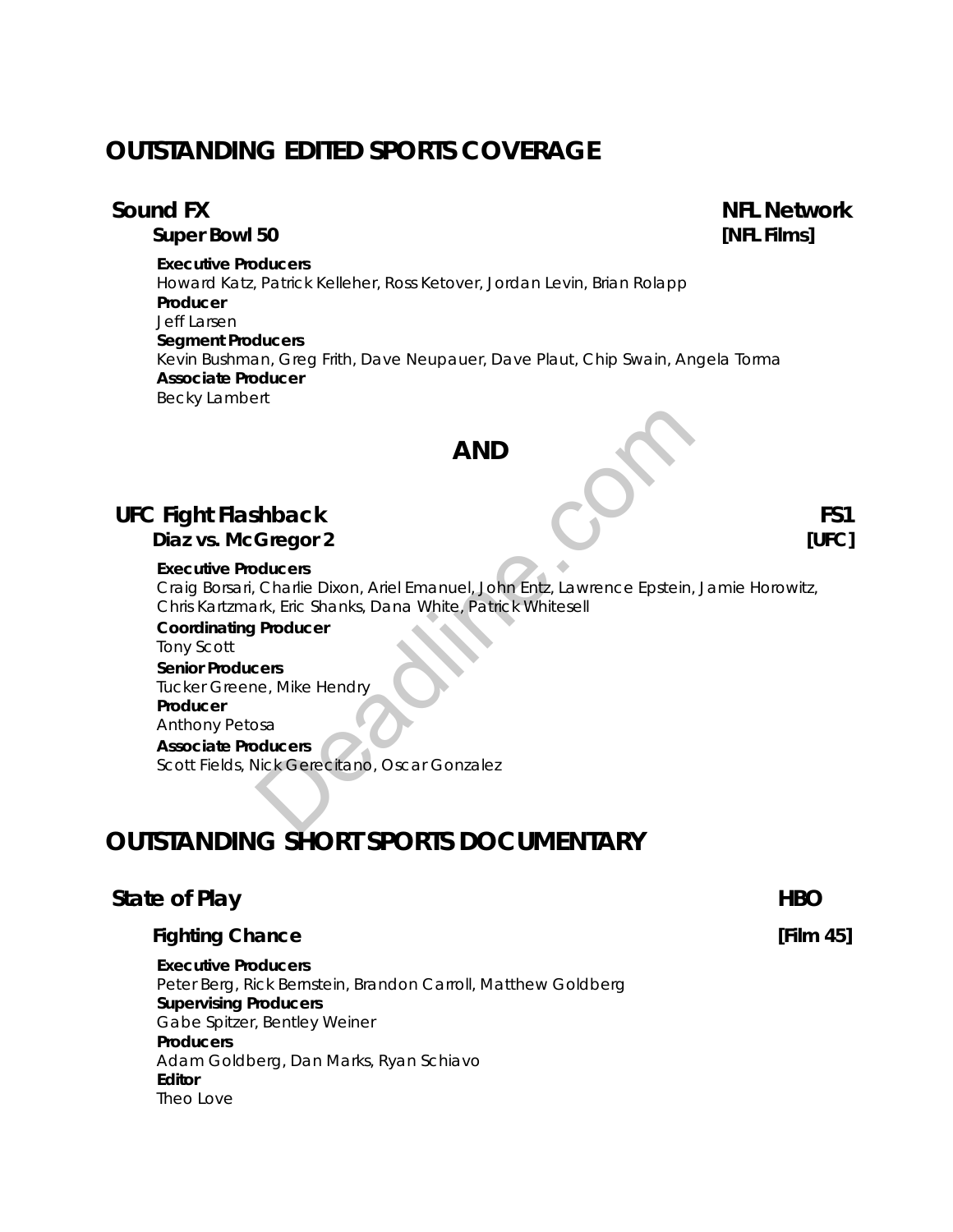# OUTSTANDING EDITED SPORTS COVERAGE

## Sound FX — NFL Network

### Super Bowl 50 — [NFL Films]

**Executive Producers**
Howard Katz, Patrick Kelleher, Ross Ketover, Jordan Levin, Brian Rolapp
**Producer**
Jeff Larsen
**Segment Producers**
Kevin Bushman, Greg Frith, Dave Neupauer, Dave Plaut, Chip Swain, Angela Torma
**Associate Producer**
Becky Lambert

## AND

## UFC Fight Flashback — FS1

### Diaz vs. McGregor 2 — [UFC]

**Executive Producers**
Craig Borsari, Charlie Dixon, Ariel Emanuel, John Entz, Lawrence Epstein, Jamie Horowitz, Chris Kartzmark, Eric Shanks, Dana White, Patrick Whitesell
**Coordinating Producer**
Tony Scott
**Senior Producers**
Tucker Greene, Mike Hendry
**Producer**
Anthony Petosa
**Associate Producers**
Scott Fields, Nick Gerecitano, Oscar Gonzalez

# OUTSTANDING SHORT SPORTS DOCUMENTARY

## State of Play — HBO

### Fighting Chance — [Film 45]

**Executive Producers**
Peter Berg, Rick Bernstein, Brandon Carroll, Matthew Goldberg
**Supervising Producers**
Gabe Spitzer, Bentley Weiner
**Producers**
Adam Goldberg, Dan Marks, Ryan Schiavo
**Editor**
Theo Love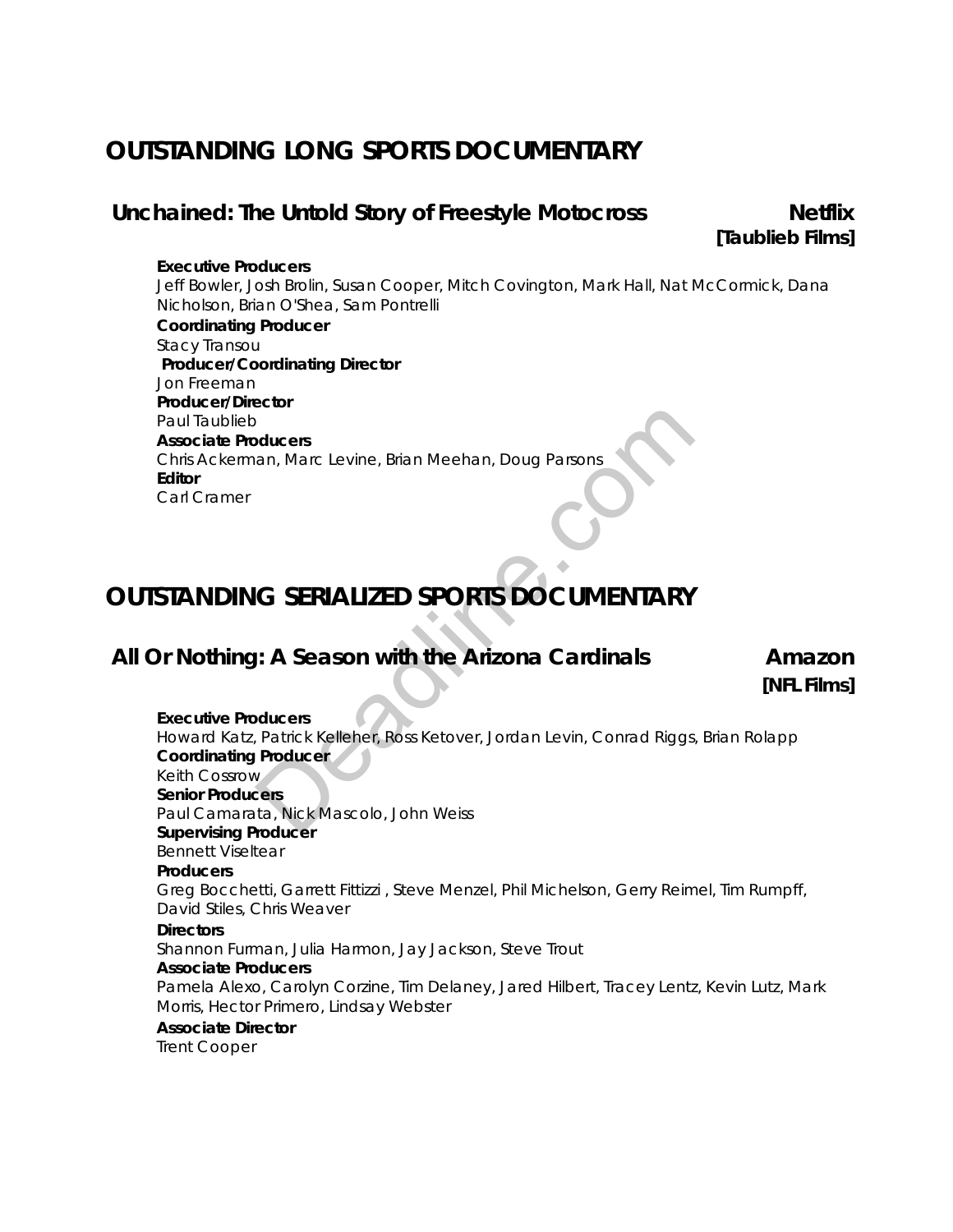# OUTSTANDING LONG SPORTS DOCUMENTARY

## Unchained: The Untold Story of Freestyle Motocross — Netflix [Taublieb Films]

**Executive Producers**
Jeff Bowler, Josh Brolin, Susan Cooper, Mitch Covington, Mark Hall, Nat McCormick, Dana Nicholson, Brian O'Shea, Sam Pontrelli
**Coordinating Producer**
Stacy Transou
**Producer/Coordinating Director**
Jon Freeman
**Producer/Director**
Paul Taublieb
**Associate Producers**
Chris Ackerman, Marc Levine, Brian Meehan, Doug Parsons
**Editor**
Carl Cramer

# OUTSTANDING SERIALIZED SPORTS DOCUMENTARY

## All Or Nothing: A Season with the Arizona Cardinals — Amazon [NFL Films]

**Executive Producers**
Howard Katz, Patrick Kelleher, Ross Ketover, Jordan Levin, Conrad Riggs, Brian Rolapp
**Coordinating Producer**
Keith Cossrow
**Senior Producers**
Paul Camarata, Nick Mascolo, John Weiss
**Supervising Producer**
Bennett Viseltear
**Producers**
Greg Bocchetti, Garrett Fittizzi , Steve Menzel, Phil Michelson, Gerry Reimel, Tim Rumpff, David Stiles, Chris Weaver
**Directors**
Shannon Furman, Julia Harmon, Jay Jackson, Steve Trout
**Associate Producers**
Pamela Alexo, Carolyn Corzine, Tim Delaney, Jared Hilbert, Tracey Lentz, Kevin Lutz, Mark Morris, Hector Primero, Lindsay Webster
**Associate Director**
Trent Cooper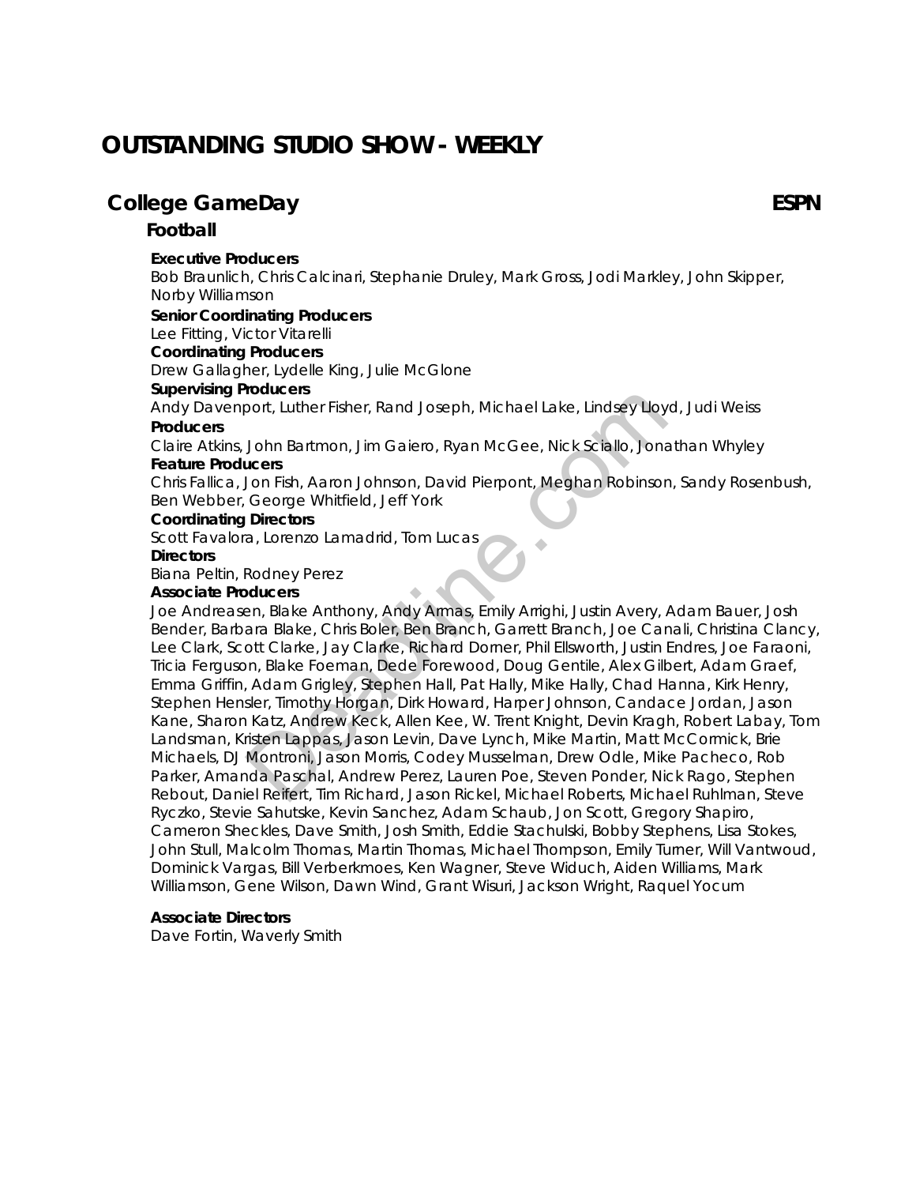# OUTSTANDING STUDIO SHOW - WEEKLY

## College GameDay — ESPN

### Football

**Executive Producers**
Bob Braunlich, Chris Calcinari, Stephanie Druley, Mark Gross, Jodi Markley, John Skipper, Norby Williamson

**Senior Coordinating Producers**
Lee Fitting, Victor Vitarelli

**Coordinating Producers**
Drew Gallagher, Lydelle King, Julie McGlone

**Supervising Producers**
Andy Davenport, Luther Fisher, Rand Joseph, Michael Lake, Lindsey Lloyd, Judi Weiss

**Producers**
Claire Atkins, John Bartmon, Jim Gaiero, Ryan McGee, Nick Sciallo, Jonathan Whyley

**Feature Producers**
Chris Fallica, Jon Fish, Aaron Johnson, David Pierpont, Meghan Robinson, Sandy Rosenbush, Ben Webber, George Whitfield, Jeff York

**Coordinating Directors**
Scott Favalora, Lorenzo Lamadrid, Tom Lucas

**Directors**
Biana Peltin, Rodney Perez

**Associate Producers**
Joe Andreasen, Blake Anthony, Andy Armas, Emily Arrighi, Justin Avery, Adam Bauer, Josh Bender, Barbara Blake, Chris Boler, Ben Branch, Garrett Branch, Joe Canali, Christina Clancy, Lee Clark, Scott Clarke, Jay Clarke, Richard Dorner, Phil Ellsworth, Justin Endres, Joe Faraoni, Tricia Ferguson, Blake Foeman, Dede Forewood, Doug Gentile, Alex Gilbert, Adam Graef, Emma Griffin, Adam Grigley, Stephen Hall, Pat Hally, Mike Hally, Chad Hanna, Kirk Henry, Stephen Hensler, Timothy Horgan, Dirk Howard, Harper Johnson, Candace Jordan, Jason Kane, Sharon Katz, Andrew Keck, Allen Kee, W. Trent Knight, Devin Kragh, Robert Labay, Tom Landsman, Kristen Lappas, Jason Levin, Dave Lynch, Mike Martin, Matt McCormick, Brie Michaels, DJ Montroni, Jason Morris, Codey Musselman, Drew Odle, Mike Pacheco, Rob Parker, Amanda Paschal, Andrew Perez, Lauren Poe, Steven Ponder, Nick Rago, Stephen Rebout, Daniel Reifert, Tim Richard, Jason Rickel, Michael Roberts, Michael Ruhlman, Steve Ryczko, Stevie Sahutske, Kevin Sanchez, Adam Schaub, Jon Scott, Gregory Shapiro, Cameron Sheckles, Dave Smith, Josh Smith, Eddie Stachulski, Bobby Stephens, Lisa Stokes, John Stull, Malcolm Thomas, Martin Thomas, Michael Thompson, Emily Turner, Will Vantwoud, Dominick Vargas, Bill Verberkmoes, Ken Wagner, Steve Widuch, Aiden Williams, Mark Williamson, Gene Wilson, Dawn Wind, Grant Wisuri, Jackson Wright, Raquel Yocum

**Associate Directors**
Dave Fortin, Waverly Smith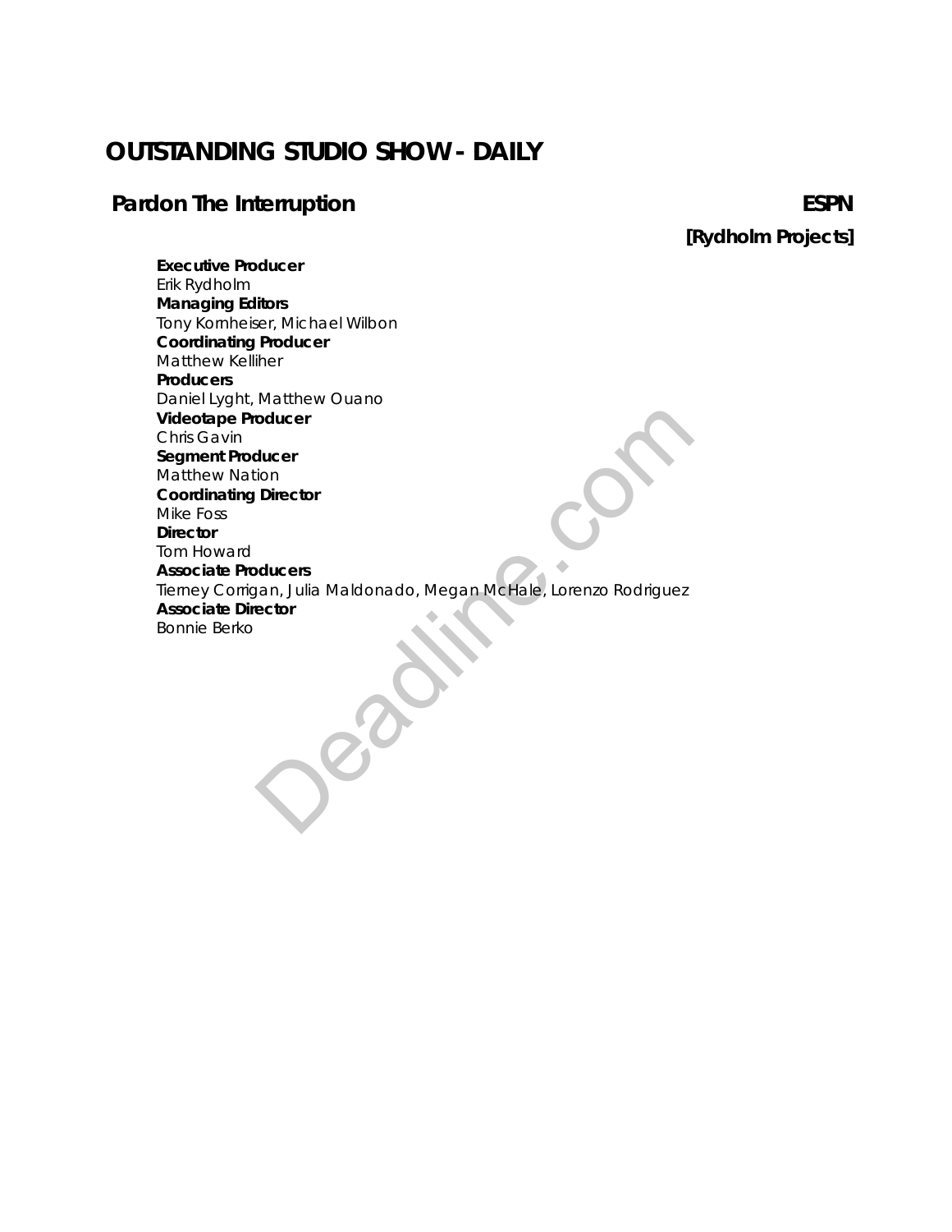# OUTSTANDING STUDIO SHOW - DAILY

## Pardon The Interruption — ESPN

**[Rydholm Projects]**

**Executive Producer**
Erik Rydholm
**Managing Editors**
Tony Kornheiser, Michael Wilbon
**Coordinating Producer**
Matthew Kelliher
**Producers**
Daniel Lyght, Matthew Ouano
**Videotape Producer**
Chris Gavin
**Segment Producer**
Matthew Nation
**Coordinating Director**
Mike Foss
**Director**
Tom Howard
**Associate Producers**
Tierney Corrigan, Julia Maldonado, Megan McHale, Lorenzo Rodriguez
**Associate Director**
Bonnie Berko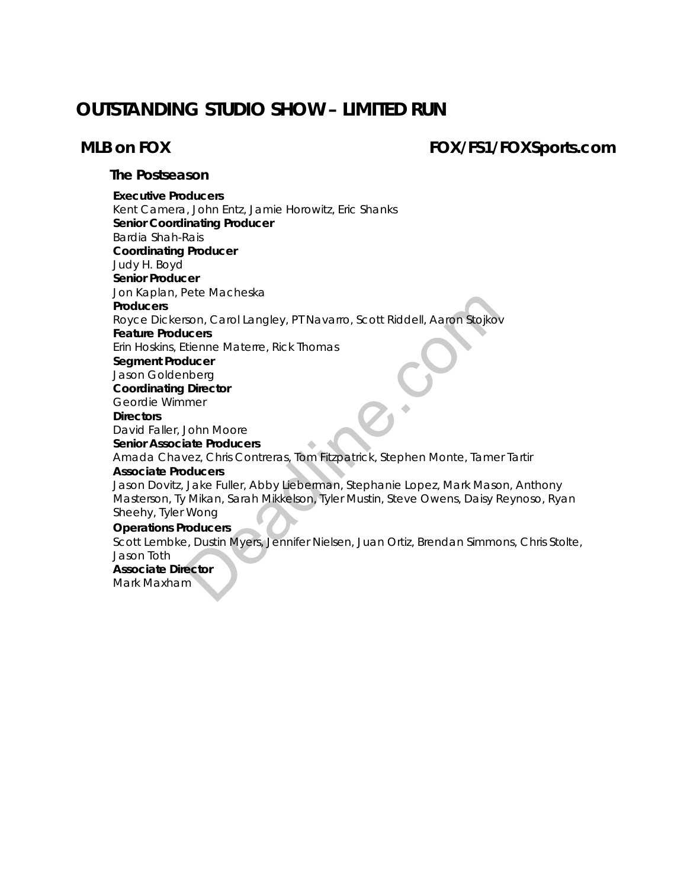# OUTSTANDING STUDIO SHOW – LIMITED RUN

## MLB on FOX — FOX/FS1/FOXSports.com

### The Postseason

**Executive Producers**
Kent Camera, John Entz, Jamie Horowitz, Eric Shanks
**Senior Coordinating Producer**
Bardia Shah-Rais
**Coordinating Producer**
Judy H. Boyd
**Senior Producer**
Jon Kaplan, Pete Macheska
**Producers**
Royce Dickerson, Carol Langley, PT Navarro, Scott Riddell, Aaron Stojkov
**Feature Producers**
Erin Hoskins, Etienne Materre, Rick Thomas
**Segment Producer**
Jason Goldenberg
**Coordinating Director**
Geordie Wimmer
**Directors**
David Faller, John Moore
**Senior Associate Producers**
Amada Chavez, Chris Contreras, Tom Fitzpatrick, Stephen Monte, Tamer Tartir
**Associate Producers**
Jason Dovitz, Jake Fuller, Abby Lieberman, Stephanie Lopez, Mark Mason, Anthony Masterson, Ty Mikan, Sarah Mikkelson, Tyler Mustin, Steve Owens, Daisy Reynoso, Ryan Sheehy, Tyler Wong
**Operations Producers**
Scott Lembke, Dustin Myers, Jennifer Nielsen, Juan Ortiz, Brendan Simmons, Chris Stolte, Jason Toth
**Associate Director**
Mark Maxham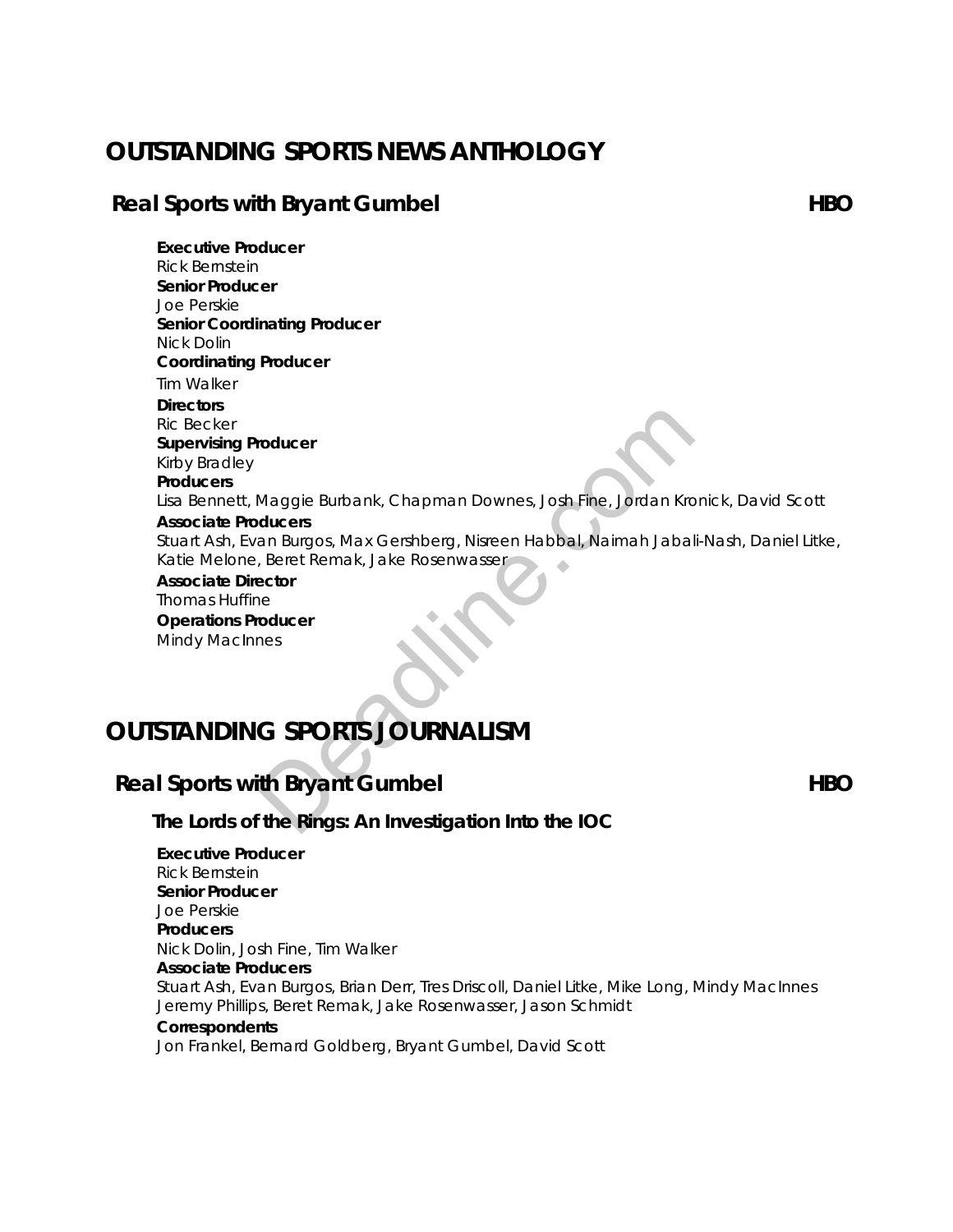# OUTSTANDING SPORTS NEWS ANTHOLOGY

## Real Sports with Bryant Gumbel — HBO

**Executive Producer**
Rick Bernstein
**Senior Producer**
Joe Perskie
**Senior Coordinating Producer**
Nick Dolin
**Coordinating Producer**
Tim Walker
**Directors**
Ric Becker
**Supervising Producer**
Kirby Bradley
**Producers**
Lisa Bennett, Maggie Burbank, Chapman Downes, Josh Fine, Jordan Kronick, David Scott
**Associate Producers**
Stuart Ash, Evan Burgos, Max Gershberg, Nisreen Habbal, Naimah Jabali-Nash, Daniel Litke, Katie Melone, Beret Remak, Jake Rosenwasser
**Associate Director**
Thomas Huffine
**Operations Producer**
Mindy MacInnes

# OUTSTANDING SPORTS JOURNALISM

## Real Sports with Bryant Gumbel — HBO

### The Lords of the Rings: An Investigation Into the IOC

**Executive Producer**
Rick Bernstein
**Senior Producer**
Joe Perskie
**Producers**
Nick Dolin, Josh Fine, Tim Walker
**Associate Producers**
Stuart Ash, Evan Burgos, Brian Derr, Tres Driscoll, Daniel Litke, Mike Long, Mindy MacInnes Jeremy Phillips, Beret Remak, Jake Rosenwasser, Jason Schmidt
**Correspondents**
Jon Frankel, Bernard Goldberg, Bryant Gumbel, David Scott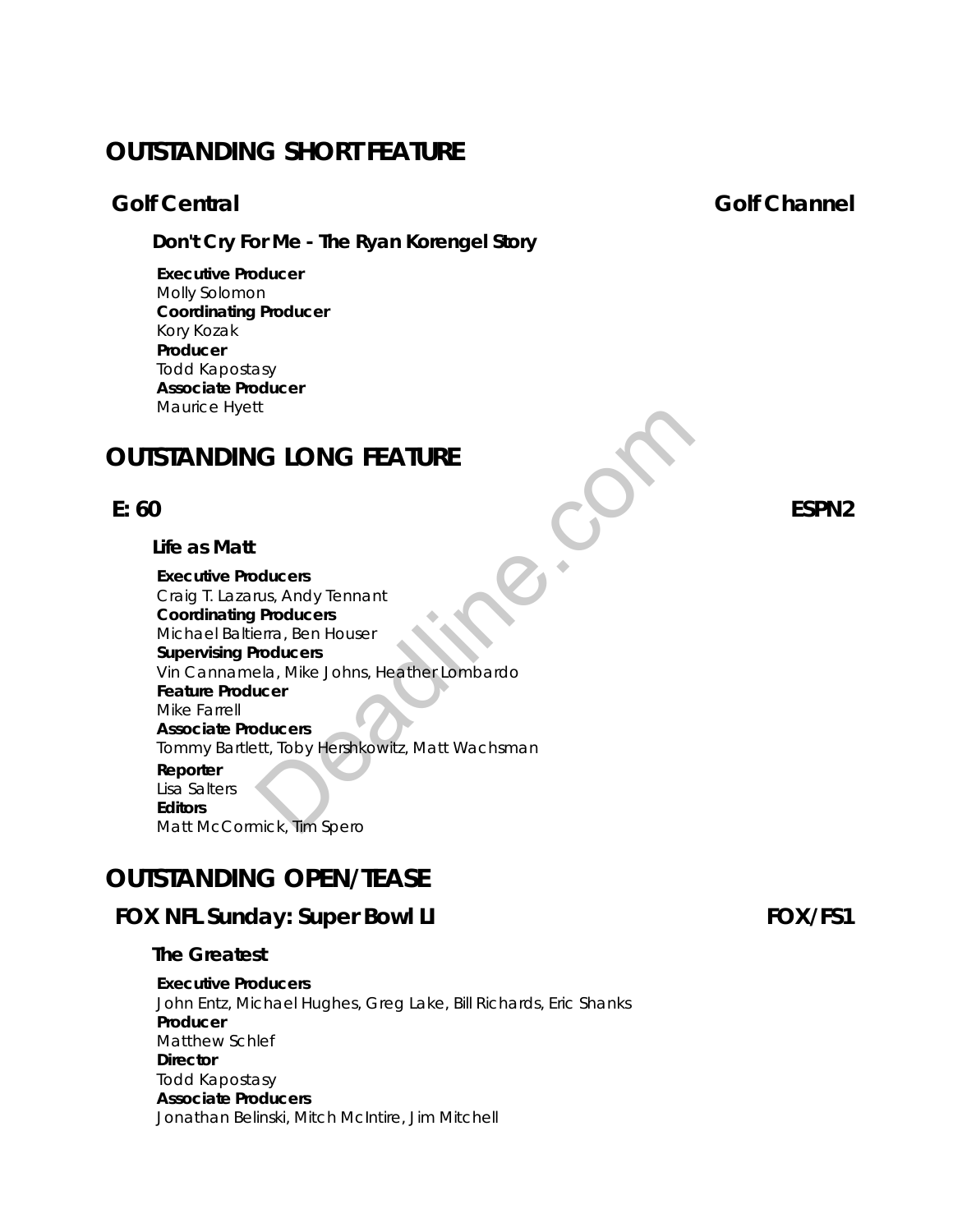# OUTSTANDING SHORT FEATURE

**Golf Central** **Golf Channel**

**Don't Cry For Me - The Ryan Korengel Story**

**Executive Producer**
Molly Solomon
**Coordinating Producer**
Kory Kozak
**Producer**
Todd Kapostasy
**Associate Producer**
Maurice Hyett

# OUTSTANDING LONG FEATURE

**E: 60** **ESPN2**

**Life as Matt**

**Executive Producers**
Craig T. Lazarus, Andy Tennant
**Coordinating Producers**
Michael Baltierra, Ben Houser
**Supervising Producers**
Vin Cannamela, Mike Johns, Heather Lombardo
**Feature Producer**
Mike Farrell
**Associate Producers**
Tommy Bartlett, Toby Hershkowitz, Matt Wachsman
**Reporter**
Lisa Salters
**Editors**
Matt McCormick, Tim Spero

# OUTSTANDING OPEN/TEASE

**FOX NFL Sunday: Super Bowl LI** **FOX/FS1**

**The Greatest**

**Executive Producers**
John Entz, Michael Hughes, Greg Lake, Bill Richards, Eric Shanks
**Producer**
Matthew Schlef
**Director**
Todd Kapostasy
**Associate Producers**
Jonathan Belinski, Mitch McIntire, Jim Mitchell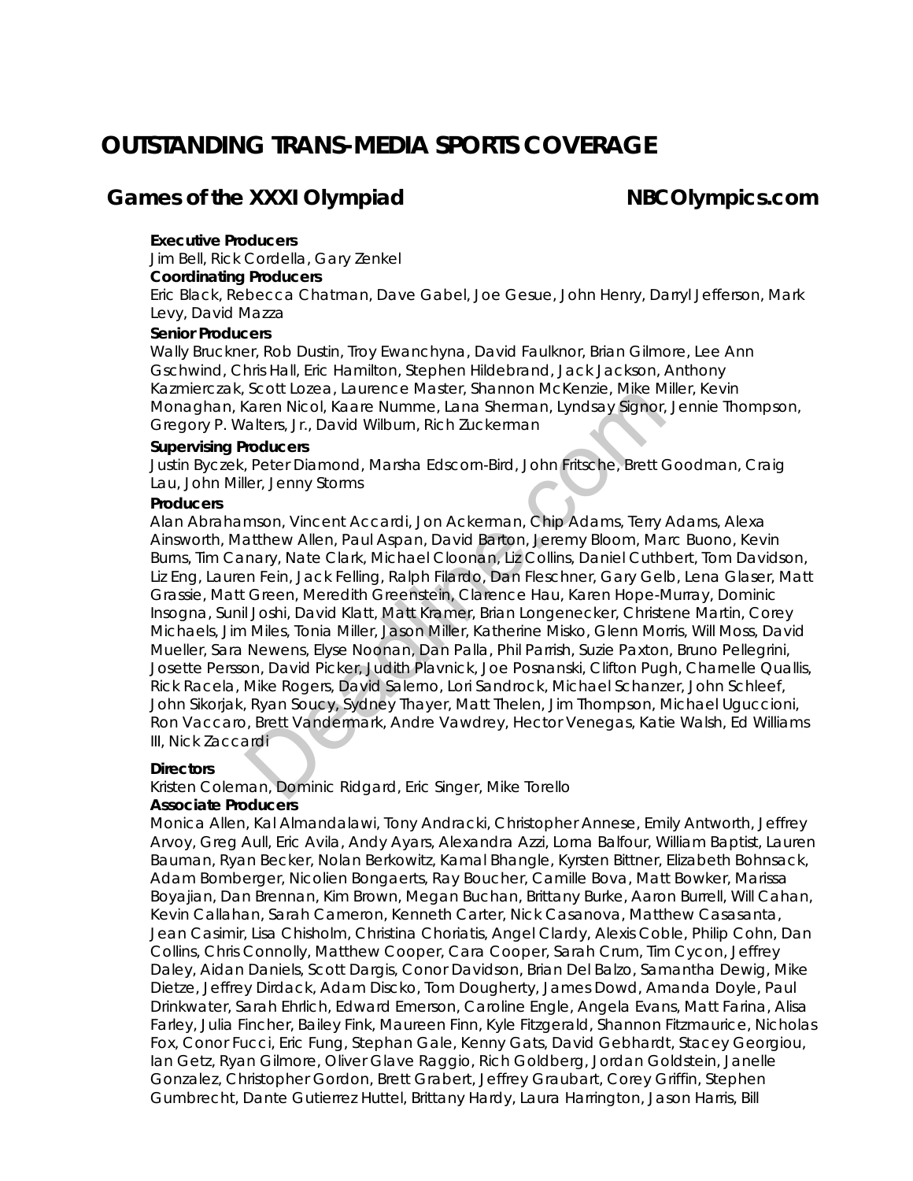# OUTSTANDING TRANS-MEDIA SPORTS COVERAGE

## Games of the XXXI Olympiad — NBCOlympics.com

**Executive Producers**
Jim Bell, Rick Cordella, Gary Zenkel

**Coordinating Producers**
Eric Black, Rebecca Chatman, Dave Gabel, Joe Gesue, John Henry, Darryl Jefferson, Mark Levy, David Mazza

**Senior Producers**
Wally Bruckner, Rob Dustin, Troy Ewanchyna, David Faulknor, Brian Gilmore, Lee Ann Gschwind, Chris Hall, Eric Hamilton, Stephen Hildebrand, Jack Jackson, Anthony Kazmierczak, Scott Lozea, Laurence Master, Shannon McKenzie, Mike Miller, Kevin Monaghan, Karen Nicol, Kaare Numme, Lana Sherman, Lyndsay Signor, Jennie Thompson, Gregory P. Walters, Jr., David Wilburn, Rich Zuckerman

**Supervising Producers**
Justin Byczek, Peter Diamond, Marsha Edscorn-Bird, John Fritsche, Brett Goodman, Craig Lau, John Miller, Jenny Storms

**Producers**
Alan Abrahamson, Vincent Accardi, Jon Ackerman, Chip Adams, Terry Adams, Alexa Ainsworth, Matthew Allen, Paul Aspan, David Barton, Jeremy Bloom, Marc Buono, Kevin Burns, Tim Canary, Nate Clark, Michael Cloonan, Liz Collins, Daniel Cuthbert, Tom Davidson, Liz Eng, Lauren Fein, Jack Felling, Ralph Filardo, Dan Fleschner, Gary Gelb, Lena Glaser, Matt Grassie, Matt Green, Meredith Greenstein, Clarence Hau, Karen Hope-Murray, Dominic Insogna, Sunil Joshi, David Klatt, Matt Kramer, Brian Longenecker, Christene Martin, Corey Michaels, Jim Miles, Tonia Miller, Jason Miller, Katherine Misko, Glenn Morris, Will Moss, David Mueller, Sara Newens, Elyse Noonan, Dan Palla, Phil Parrish, Suzie Paxton, Bruno Pellegrini, Josette Persson, David Picker, Judith Plavnick, Joe Posnanski, Clifton Pugh, Charnelle Quallis, Rick Racela, Mike Rogers, David Salerno, Lori Sandrock, Michael Schanzer, John Schleef, John Sikorjak, Ryan Soucy, Sydney Thayer, Matt Thelen, Jim Thompson, Michael Uguccioni, Ron Vaccaro, Brett Vandermark, Andre Vawdrey, Hector Venegas, Katie Walsh, Ed Williams III, Nick Zaccardi

**Directors**
Kristen Coleman, Dominic Ridgard, Eric Singer, Mike Torello

**Associate Producers**
Monica Allen, Kal Almandalawi, Tony Andracki, Christopher Annese, Emily Antworth, Jeffrey Arvoy, Greg Aull, Eric Avila, Andy Ayars, Alexandra Azzi, Lorna Balfour, William Baptist, Lauren Bauman, Ryan Becker, Nolan Berkowitz, Kamal Bhangle, Kyrsten Bittner, Elizabeth Bohnsack, Adam Bomberger, Nicolien Bongaerts, Ray Boucher, Camille Bova, Matt Bowker, Marissa Boyajian, Dan Brennan, Kim Brown, Megan Buchan, Brittany Burke, Aaron Burrell, Will Cahan, Kevin Callahan, Sarah Cameron, Kenneth Carter, Nick Casanova, Matthew Casasanta, Jean Casimir, Lisa Chisholm, Christina Choriatis, Angel Clardy, Alexis Coble, Philip Cohn, Dan Collins, Chris Connolly, Matthew Cooper, Cara Cooper, Sarah Crum, Tim Cycon, Jeffrey Daley, Aidan Daniels, Scott Dargis, Conor Davidson, Brian Del Balzo, Samantha Dewig, Mike Dietze, Jeffrey Dirdack, Adam Discko, Tom Dougherty, James Dowd, Amanda Doyle, Paul Drinkwater, Sarah Ehrlich, Edward Emerson, Caroline Engle, Angela Evans, Matt Farina, Alisa Farley, Julia Fincher, Bailey Fink, Maureen Finn, Kyle Fitzgerald, Shannon Fitzmaurice, Nicholas Fox, Conor Fucci, Eric Fung, Stephan Gale, Kenny Gats, David Gebhardt, Stacey Georgiou, Ian Getz, Ryan Gilmore, Oliver Glave Raggio, Rich Goldberg, Jordan Goldstein, Janelle Gonzalez, Christopher Gordon, Brett Grabert, Jeffrey Graubart, Corey Griffin, Stephen Gumbrecht, Dante Gutierrez Huttel, Brittany Hardy, Laura Harrington, Jason Harris, Bill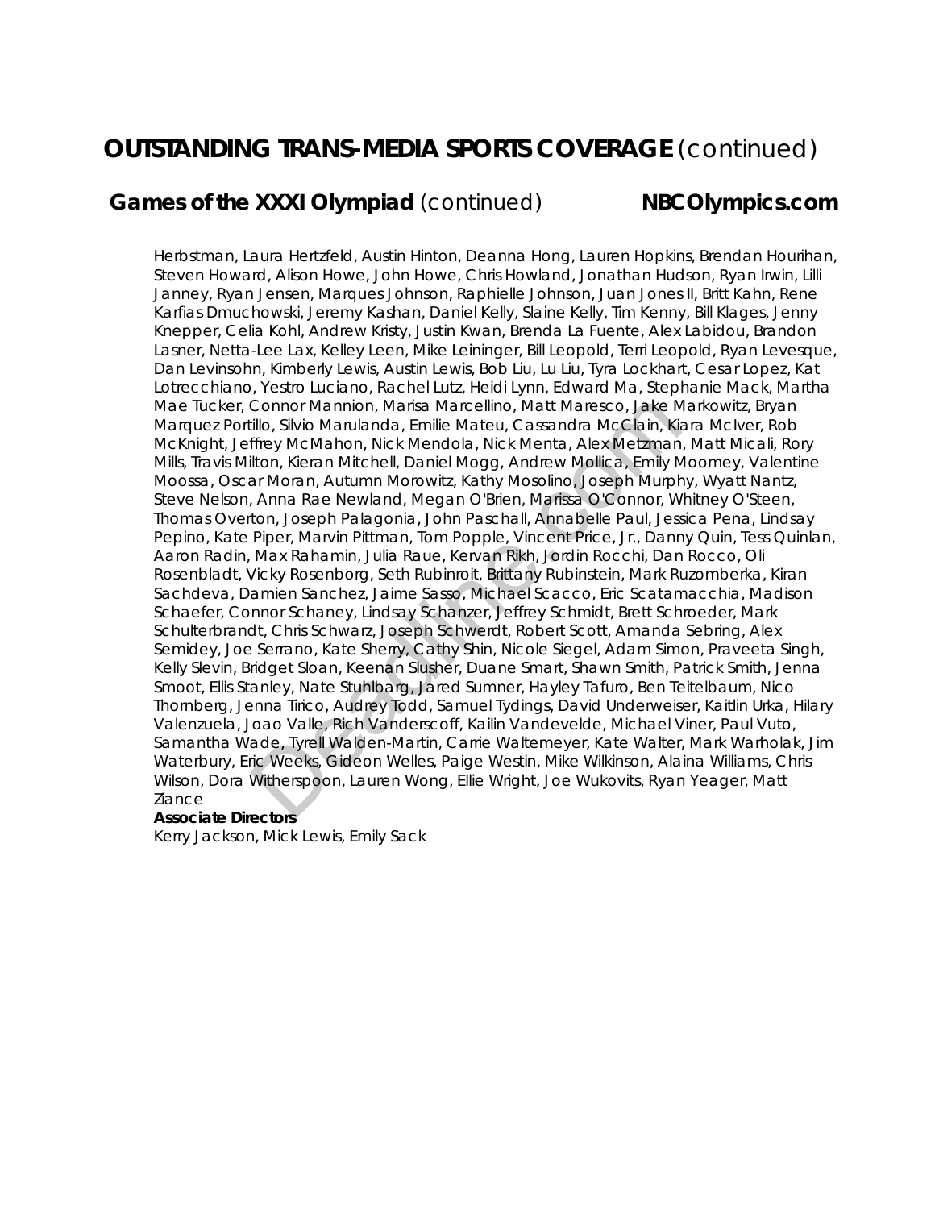# OUTSTANDING TRANS-MEDIA SPORTS COVERAGE (continued)

## Games of the XXXI Olympiad (continued) NBCOlympics.com

Herbstman, Laura Hertzfeld, Austin Hinton, Deanna Hong, Lauren Hopkins, Brendan Hourihan, Steven Howard, Alison Howe, John Howe, Chris Howland, Jonathan Hudson, Ryan Irwin, Lilli Janney, Ryan Jensen, Marques Johnson, Raphielle Johnson, Juan Jones II, Britt Kahn, Rene Karfias Dmuchowski, Jeremy Kashan, Daniel Kelly, Slaine Kelly, Tim Kenny, Bill Klages, Jenny Knepper, Celia Kohl, Andrew Kristy, Justin Kwan, Brenda La Fuente, Alex Labidou, Brandon Lasner, Netta-Lee Lax, Kelley Leen, Mike Leininger, Bill Leopold, Terri Leopold, Ryan Levesque, Dan Levinsohn, Kimberly Lewis, Austin Lewis, Bob Liu, Lu Liu, Tyra Lockhart, Cesar Lopez, Kat Lotrecchiano, Yestro Luciano, Rachel Lutz, Heidi Lynn, Edward Ma, Stephanie Mack, Martha Mae Tucker, Connor Mannion, Marisa Marcellino, Matt Maresco, Jake Markowitz, Bryan Marquez Portillo, Silvio Marulanda, Emilie Mateu, Cassandra McClain, Kiara McIver, Rob McKnight, Jeffrey McMahon, Nick Mendola, Nick Menta, Alex Metzman, Matt Micali, Rory Mills, Travis Milton, Kieran Mitchell, Daniel Mogg, Andrew Mollica, Emily Moomey, Valentine Moossa, Oscar Moran, Autumn Morowitz, Kathy Mosolino, Joseph Murphy, Wyatt Nantz, Steve Nelson, Anna Rae Newland, Megan O'Brien, Marissa O'Connor, Whitney O'Steen, Thomas Overton, Joseph Palagonia, John Paschall, Annabelle Paul, Jessica Pena, Lindsay Pepino, Kate Piper, Marvin Pittman, Tom Popple, Vincent Price, Jr., Danny Quin, Tess Quinlan, Aaron Radin, Max Rahamin, Julia Raue, Kervan Rikh, Jordin Rocchi, Dan Rocco, Oli Rosenbladt, Vicky Rosenborg, Seth Rubinroit, Brittany Rubinstein, Mark Ruzomberka, Kiran Sachdeva, Damien Sanchez, Jaime Sasso, Michael Scacco, Eric Scatamacchia, Madison Schaefer, Connor Schaney, Lindsay Schanzer, Jeffrey Schmidt, Brett Schroeder, Mark Schulterbrandt, Chris Schwarz, Joseph Schwerdt, Robert Scott, Amanda Sebring, Alex Semidey, Joe Serrano, Kate Sherry, Cathy Shin, Nicole Siegel, Adam Simon, Praveeta Singh, Kelly Slevin, Bridget Sloan, Keenan Slusher, Duane Smart, Shawn Smith, Patrick Smith, Jenna Smoot, Ellis Stanley, Nate Stuhlbarg, Jared Sumner, Hayley Tafuro, Ben Teitelbaum, Nico Thornberg, Jenna Tirico, Audrey Todd, Samuel Tydings, David Underweiser, Kaitlin Urka, Hilary Valenzuela, Joao Valle, Rich Vanderscoff, Kailin Vandevelde, Michael Viner, Paul Vuto, Samantha Wade, Tyrell Walden-Martin, Carrie Waltemeyer, Kate Walter, Mark Warholak, Jim Waterbury, Eric Weeks, Gideon Welles, Paige Westin, Mike Wilkinson, Alaina Williams, Chris Wilson, Dora Witherspoon, Lauren Wong, Ellie Wright, Joe Wukovits, Ryan Yeager, Matt Ziance

**Associate Directors**
Kerry Jackson, Mick Lewis, Emily Sack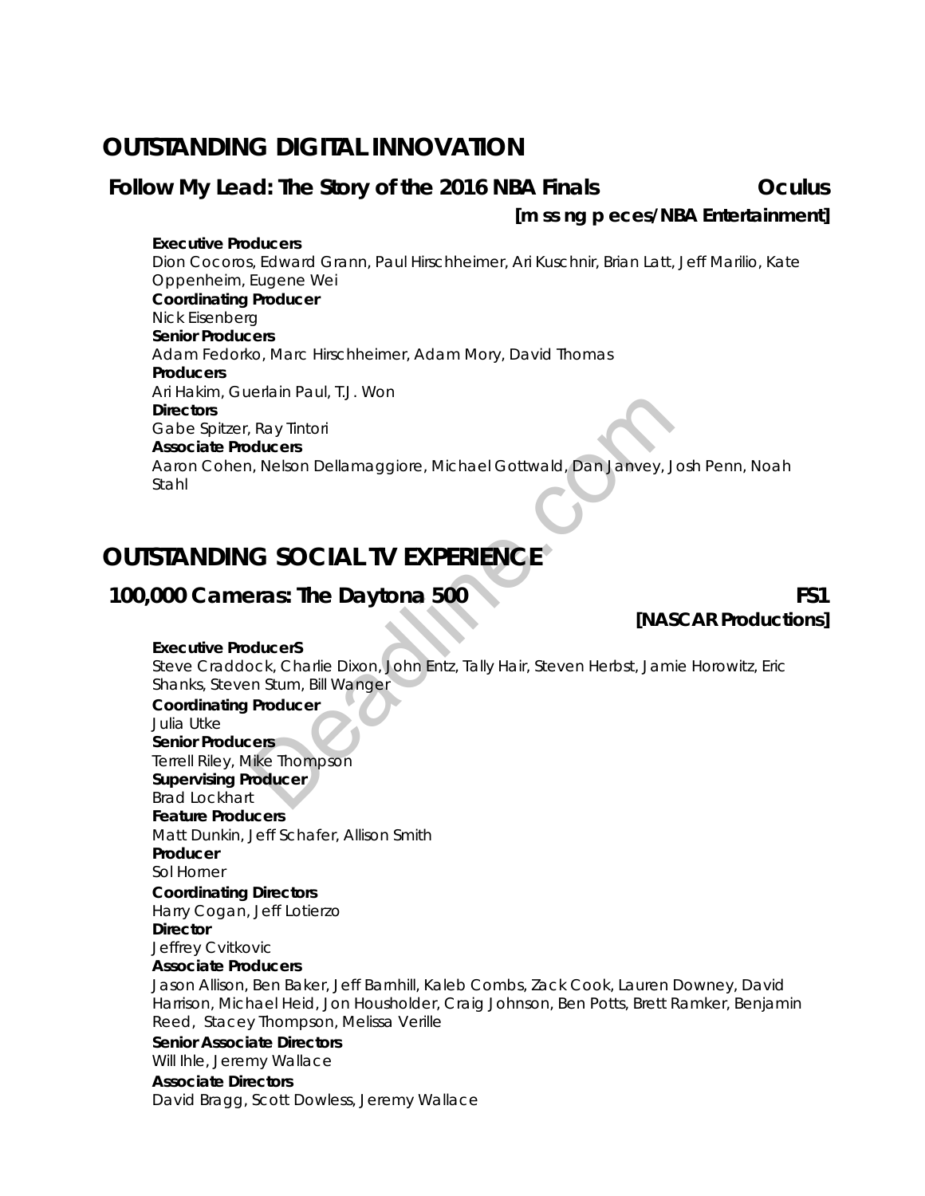# OUTSTANDING DIGITAL INNOVATION

## Follow My Lead: The Story of the 2016 NBA Finals — Oculus

**[m ss ng p eces/NBA Entertainment]**

**Executive Producers**
Dion Cocoros, Edward Grann, Paul Hirschheimer, Ari Kuschnir, Brian Latt, Jeff Marilio, Kate Oppenheim, Eugene Wei

**Coordinating Producer**
Nick Eisenberg

**Senior Producers**
Adam Fedorko, Marc Hirschheimer, Adam Mory, David Thomas

**Producers**
Ari Hakim, Guerlain Paul, T.J. Won

**Directors**
Gabe Spitzer, Ray Tintori

**Associate Producers**
Aaron Cohen, Nelson Dellamaggiore, Michael Gottwald, Dan Janvey, Josh Penn, Noah Stahl

# OUTSTANDING SOCIAL TV EXPERIENCE

## 100,000 Cameras: The Daytona 500 — FS1

**[NASCAR Productions]**

**Executive ProducerS**
Steve Craddock, Charlie Dixon, John Entz, Tally Hair, Steven Herbst, Jamie Horowitz, Eric Shanks, Steven Stum, Bill Wanger

**Coordinating Producer**
Julia Utke

**Senior Producers**
Terrell Riley, Mike Thompson

**Supervising Producer**
Brad Lockhart

**Feature Producers**
Matt Dunkin, Jeff Schafer, Allison Smith

**Producer**
Sol Horner

**Coordinating Directors**
Harry Cogan, Jeff Lotierzo

**Director**
Jeffrey Cvitkovic

**Associate Producers**
Jason Allison, Ben Baker, Jeff Barnhill, Kaleb Combs, Zack Cook, Lauren Downey, David Harrison, Michael Heid, Jon Housholder, Craig Johnson, Ben Potts, Brett Ramker, Benjamin Reed, Stacey Thompson, Melissa Verille

**Senior Associate Directors**
Will Ihle, Jeremy Wallace

**Associate Directors**
David Bragg, Scott Dowless, Jeremy Wallace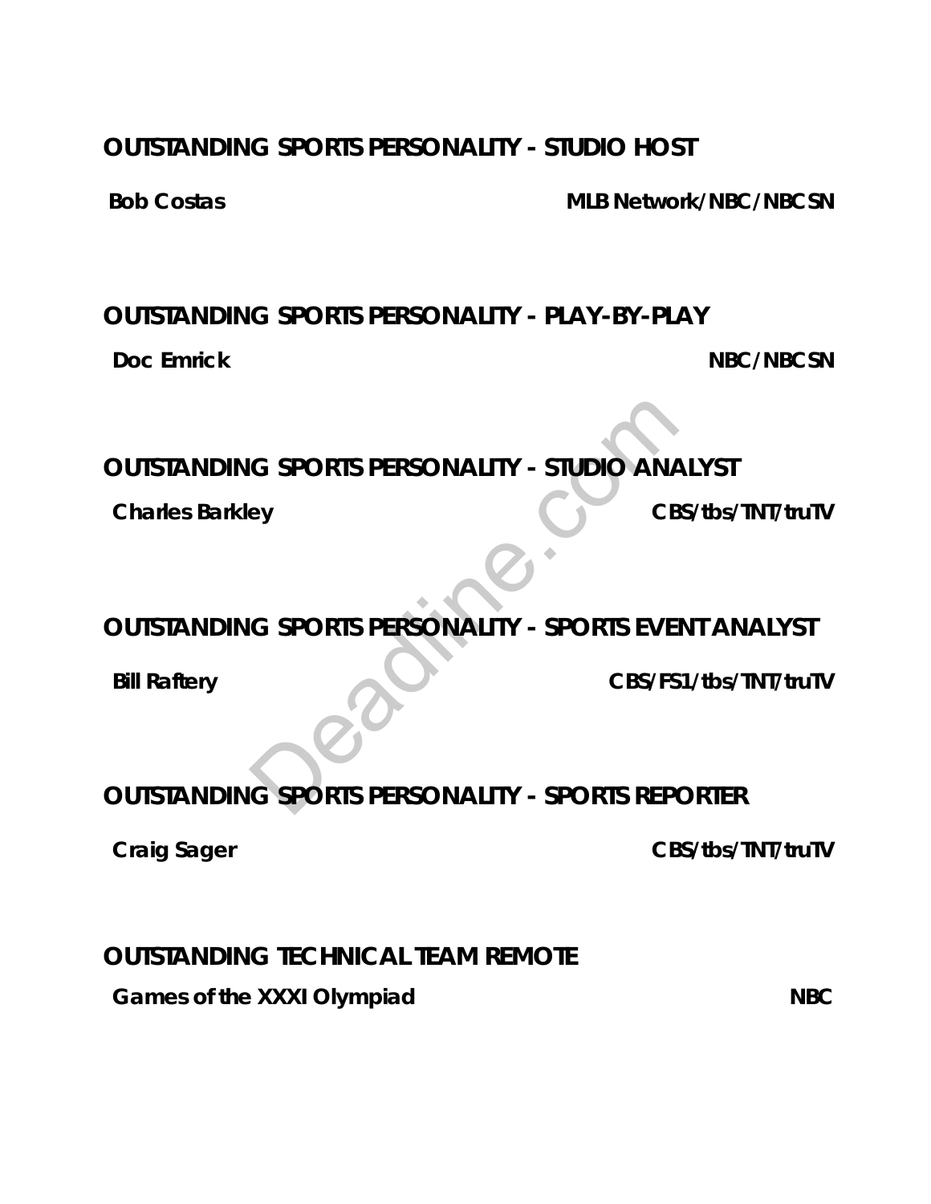## OUTSTANDING SPORTS PERSONALITY - STUDIO HOST

**Bob Costas** — **MLB Network/NBC/NBCSN**

## OUTSTANDING SPORTS PERSONALITY - PLAY-BY-PLAY

**Doc Emrick** — **NBC/NBCSN**

## OUTSTANDING SPORTS PERSONALITY - STUDIO ANALYST

**Charles Barkley** — **CBS/tbs/TNT/truTV**

## OUTSTANDING SPORTS PERSONALITY - SPORTS EVENT ANALYST

**Bill Raftery** — **CBS/FS1/tbs/TNT/truTV**

## OUTSTANDING SPORTS PERSONALITY - SPORTS REPORTER

**Craig Sager** — **CBS/tbs/TNT/truTV**

## OUTSTANDING TECHNICAL TEAM REMOTE

**Games of the XXXI Olympiad** — **NBC**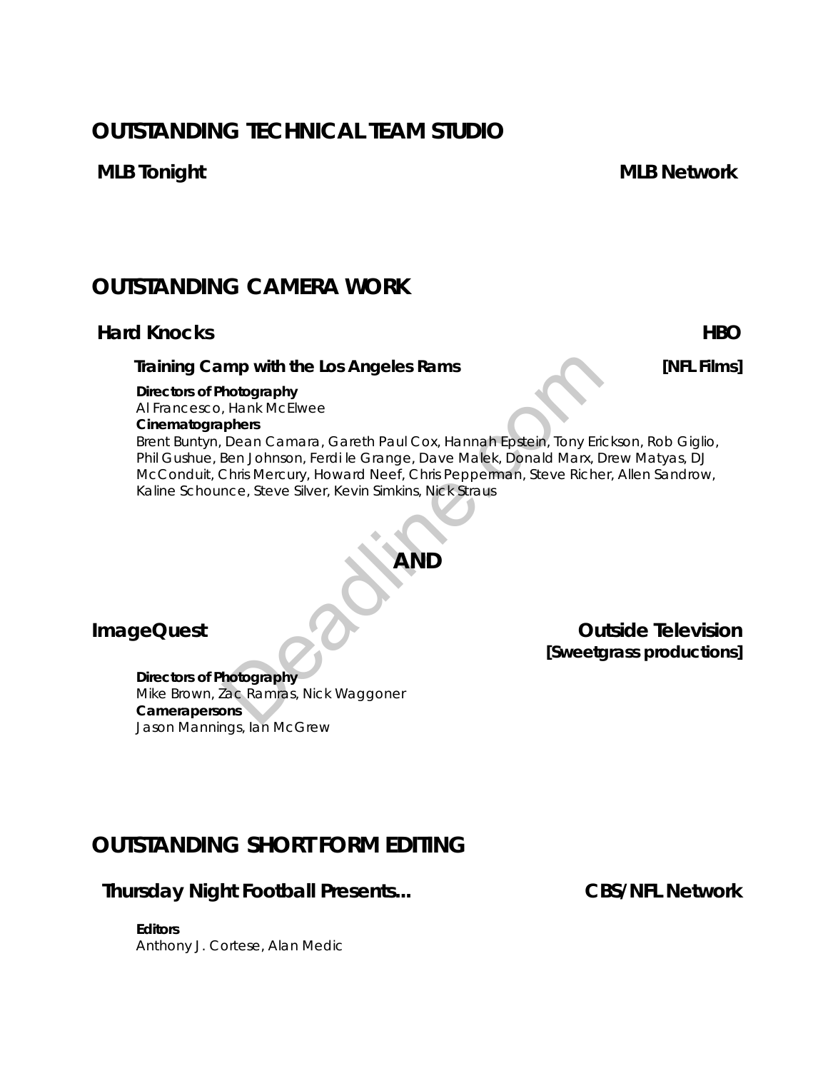## OUTSTANDING TECHNICAL TEAM STUDIO

**MLB Tonight** **MLB Network**

## OUTSTANDING CAMERA WORK

**Hard Knocks** **HBO**

**Training Camp with the Los Angeles Rams** **[NFL Films]**

**Directors of Photography**
Al Francesco, Hank McElwee
**Cinematographers**
Brent Buntyn, Dean Camara, Gareth Paul Cox, Hannah Epstein, Tony Erickson, Rob Giglio, Phil Gushue, Ben Johnson, Ferdi le Grange, Dave Malek, Donald Marx, Drew Matyas, DJ McConduit, Chris Mercury, Howard Neef, Chris Pepperman, Steve Richer, Allen Sandrow, Kaline Schounce, Steve Silver, Kevin Simkins, Nick Straus

**AND**

**ImageQuest** **Outside Television**
**[Sweetgrass productions]**

**Directors of Photography**
Mike Brown, Zac Ramras, Nick Waggoner
**Camerapersons**
Jason Mannings, Ian McGrew

## OUTSTANDING SHORT FORM EDITING

**Thursday Night Football Presents...** **CBS/NFL Network**

**Editors**
Anthony J. Cortese, Alan Medic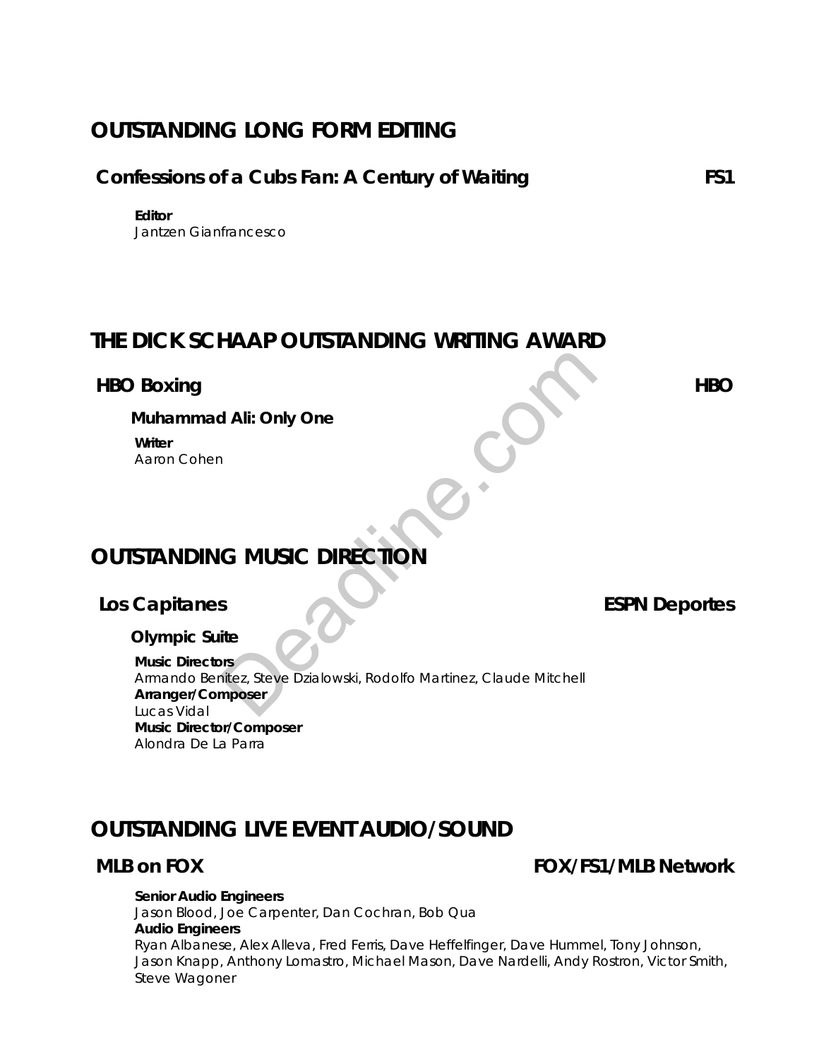## OUTSTANDING LONG FORM EDITING

### Confessions of a Cubs Fan: A Century of Waiting — FS1

**Editor**
Jantzen Gianfrancesco

## THE DICK SCHAAP OUTSTANDING WRITING AWARD

### HBO Boxing — HBO

**Muhammad Ali: Only One**

**Writer**
Aaron Cohen

## OUTSTANDING MUSIC DIRECTION

### Los Capitanes — ESPN Deportes

**Olympic Suite**

**Music Directors**
Armando Benitez, Steve Dzialowski, Rodolfo Martinez, Claude Mitchell
**Arranger/Composer**
Lucas Vidal
**Music Director/Composer**
Alondra De La Parra

## OUTSTANDING LIVE EVENT AUDIO/SOUND

### MLB on FOX — FOX/FS1/MLB Network

**Senior Audio Engineers**
Jason Blood, Joe Carpenter, Dan Cochran, Bob Qua
**Audio Engineers**
Ryan Albanese, Alex Alleva, Fred Ferris, Dave Heffelfinger, Dave Hummel, Tony Johnson, Jason Knapp, Anthony Lomastro, Michael Mason, Dave Nardelli, Andy Rostron, Victor Smith, Steve Wagoner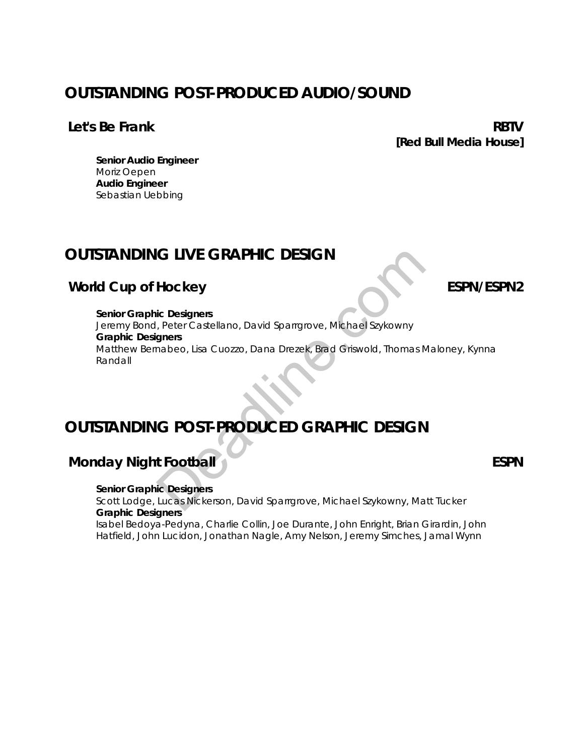## OUTSTANDING POST-PRODUCED AUDIO/SOUND

### Let's Be Frank — RBTV [Red Bull Media House]

**Senior Audio Engineer**
Moriz Oepen
**Audio Engineer**
Sebastian Uebbing

## OUTSTANDING LIVE GRAPHIC DESIGN

### World Cup of Hockey — ESPN/ESPN2

**Senior Graphic Designers**
Jeremy Bond, Peter Castellano, David Sparrgrove, Michael Szykowny
**Graphic Designers**
Matthew Bernabeo, Lisa Cuozzo, Dana Drezek, Brad Griswold, Thomas Maloney, Kynna Randall

## OUTSTANDING POST-PRODUCED GRAPHIC DESIGN

### Monday Night Football — ESPN

**Senior Graphic Designers**
Scott Lodge, Lucas Nickerson, David Sparrgrove, Michael Szykowny, Matt Tucker
**Graphic Designers**
Isabel Bedoya-Pedyna, Charlie Collin, Joe Durante, John Enright, Brian Girardin, John Hatfield, John Lucidon, Jonathan Nagle, Amy Nelson, Jeremy Simches, Jamal Wynn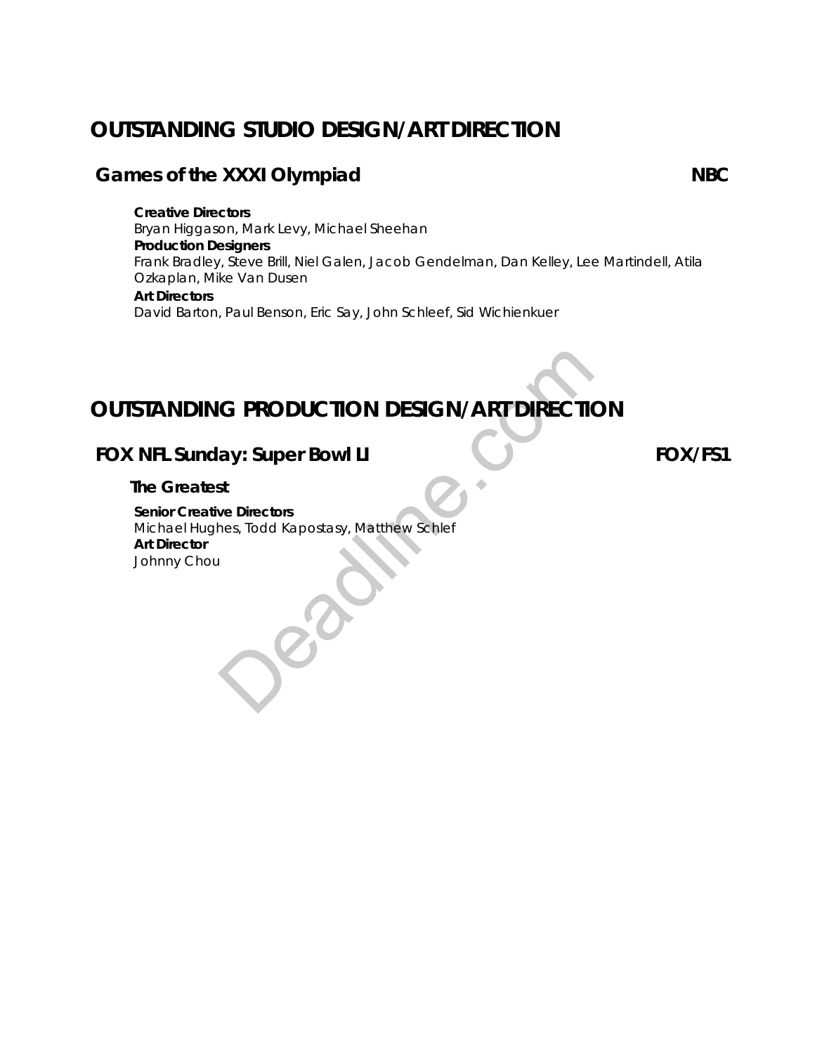# OUTSTANDING STUDIO DESIGN/ART DIRECTION

## Games of the XXXI Olympiad — NBC

**Creative Directors**
Bryan Higgason, Mark Levy, Michael Sheehan
**Production Designers**
Frank Bradley, Steve Brill, Niel Galen, Jacob Gendelman, Dan Kelley, Lee Martindell, Atila Ozkaplan, Mike Van Dusen
**Art Directors**
David Barton, Paul Benson, Eric Say, John Schleef, Sid Wichienkuer

# OUTSTANDING PRODUCTION DESIGN/ART DIRECTION

## FOX NFL Sunday: Super Bowl LI — FOX/FS1

### The Greatest

**Senior Creative Directors**
Michael Hughes, Todd Kapostasy, Matthew Schlef
**Art Director**
Johnny Chou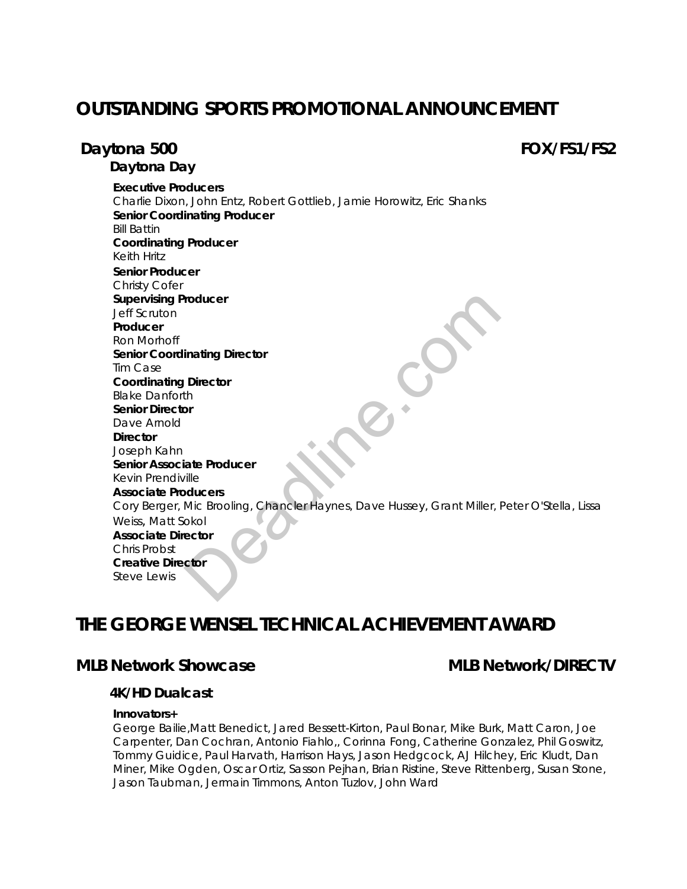# OUTSTANDING SPORTS PROMOTIONAL ANNOUNCEMENT

## Daytona 500 — FOX/FS1/FS2

### Daytona Day

**Executive Producers**
Charlie Dixon, John Entz, Robert Gottlieb, Jamie Horowitz, Eric Shanks
**Senior Coordinating Producer**
Bill Battin
**Coordinating Producer**
Keith Hritz
**Senior Producer**
Christy Cofer
**Supervising Producer**
Jeff Scruton
**Producer**
Ron Morhoff
**Senior Coordinating Director**
Tim Case
**Coordinating Director**
Blake Danforth
**Senior Director**
Dave Arnold
**Director**
Joseph Kahn
**Senior Associate Producer**
Kevin Prendiville
**Associate Producers**
Cory Berger, Mic Brooling, Chancler Haynes, Dave Hussey, Grant Miller, Peter O'Stella, Lissa Weiss, Matt Sokol
**Associate Director**
Chris Probst
**Creative Director**
Steve Lewis

# THE GEORGE WENSEL TECHNICAL ACHIEVEMENT AWARD

## MLB Network Showcase — MLB Network/DIRECTV

### 4K/HD Dualcast

**Innovators+**
George Bailie,Matt Benedict, Jared Bessett-Kirton, Paul Bonar, Mike Burk, Matt Caron, Joe Carpenter, Dan Cochran, Antonio Fiahlo,, Corinna Fong, Catherine Gonzalez, Phil Goswitz, Tommy Guidice, Paul Harvath, Harrison Hays, Jason Hedgcock, AJ Hilchey, Eric Kludt, Dan Miner, Mike Ogden, Oscar Ortiz, Sasson Pejhan, Brian Ristine, Steve Rittenberg, Susan Stone, Jason Taubman, Jermain Timmons, Anton Tuzlov, John Ward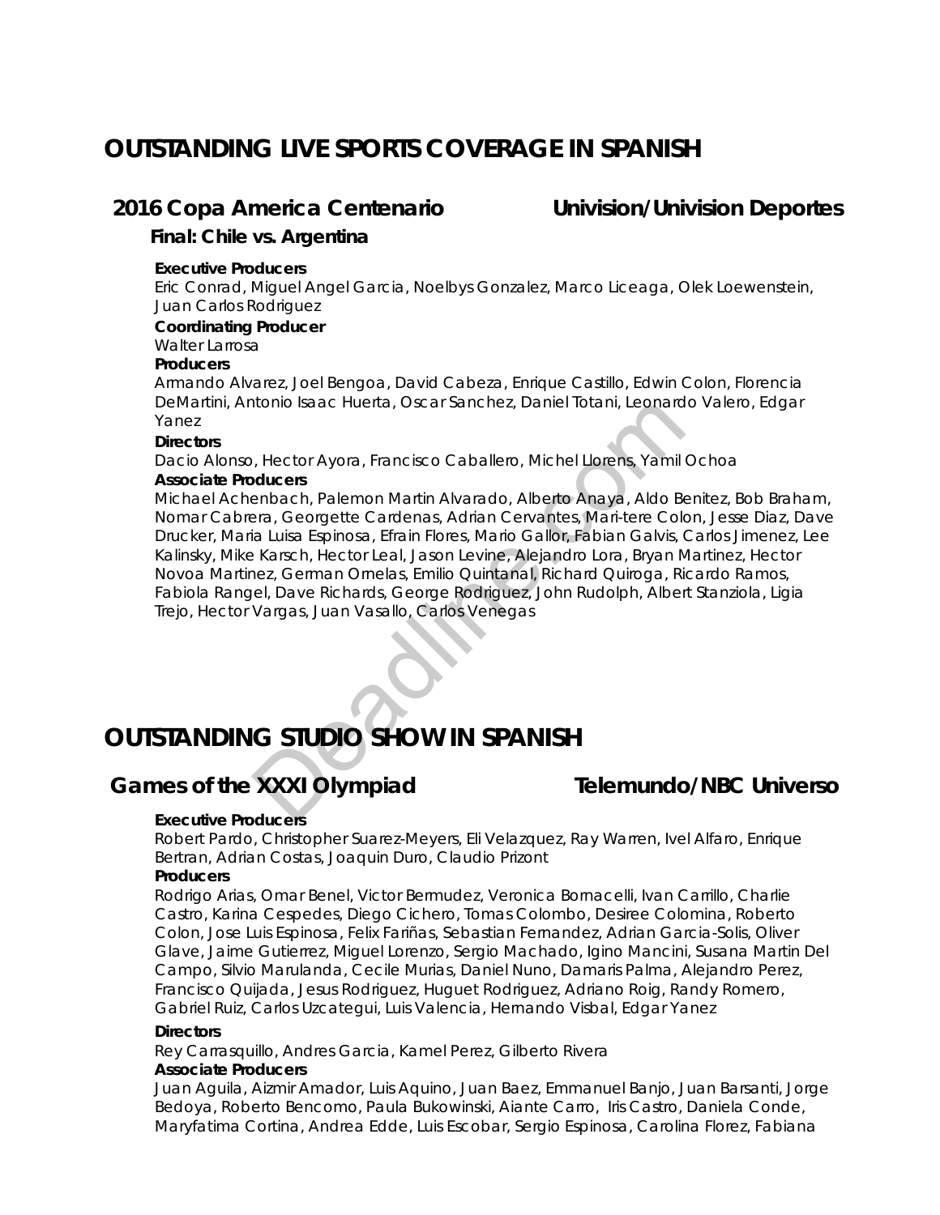# OUTSTANDING LIVE SPORTS COVERAGE IN SPANISH

## 2016 Copa America Centenario — Univision/Univision Deportes

### Final: Chile vs. Argentina

**Executive Producers**
Eric Conrad, Miguel Angel Garcia, Noelbys Gonzalez, Marco Liceaga, Olek Loewenstein, Juan Carlos Rodriguez

**Coordinating Producer**
Walter Larrosa

**Producers**
Armando Alvarez, Joel Bengoa, David Cabeza, Enrique Castillo, Edwin Colon, Florencia DeMartini, Antonio Isaac Huerta, Oscar Sanchez, Daniel Totani, Leonardo Valero, Edgar Yanez

**Directors**
Dacio Alonso, Hector Ayora, Francisco Caballero, Michel Llorens, Yamil Ochoa

**Associate Producers**
Michael Achenbach, Palemon Martin Alvarado, Alberto Anaya, Aldo Benitez, Bob Braham, Nomar Cabrera, Georgette Cardenas, Adrian Cervantes, Mari-tere Colon, Jesse Diaz, Dave Drucker, Maria Luisa Espinosa, Efrain Flores, Mario Gallor, Fabian Galvis, Carlos Jimenez, Lee Kalinsky, Mike Karsch, Hector Leal, Jason Levine, Alejandro Lora, Bryan Martinez, Hector Novoa Martinez, German Ornelas, Emilio Quintanal, Richard Quiroga, Ricardo Ramos, Fabiola Rangel, Dave Richards, George Rodriguez, John Rudolph, Albert Stanziola, Ligia Trejo, Hector Vargas, Juan Vasallo, Carlos Venegas

# OUTSTANDING STUDIO SHOW IN SPANISH

## Games of the XXXI Olympiad — Telemundo/NBC Universo

**Executive Producers**
Robert Pardo, Christopher Suarez-Meyers, Eli Velazquez, Ray Warren, Ivel Alfaro, Enrique Bertran, Adrian Costas, Joaquin Duro, Claudio Prizont

**Producers**
Rodrigo Arias, Omar Benel, Victor Bermudez, Veronica Bornacelli, Ivan Carrillo, Charlie Castro, Karina Cespedes, Diego Cichero, Tomas Colombo, Desiree Colomina, Roberto Colon, Jose Luis Espinosa, Felix Fariñas, Sebastian Fernandez, Adrian Garcia-Solis, Oliver Glave, Jaime Gutierrez, Miguel Lorenzo, Sergio Machado, Igino Mancini, Susana Martin Del Campo, Silvio Marulanda, Cecile Murias, Daniel Nuno, Damaris Palma, Alejandro Perez, Francisco Quijada, Jesus Rodriguez, Huguet Rodriguez, Adriano Roig, Randy Romero, Gabriel Ruiz, Carlos Uzcategui, Luis Valencia, Hernando Visbal, Edgar Yanez

**Directors**
Rey Carrasquillo, Andres Garcia, Kamel Perez, Gilberto Rivera

**Associate Producers**
Juan Aguila, Aizmir Amador, Luis Aquino, Juan Baez, Emmanuel Banjo, Juan Barsanti, Jorge Bedoya, Roberto Bencomo, Paula Bukowinski, Aiante Carro, Iris Castro, Daniela Conde, Maryfatima Cortina, Andrea Edde, Luis Escobar, Sergio Espinosa, Carolina Florez, Fabiana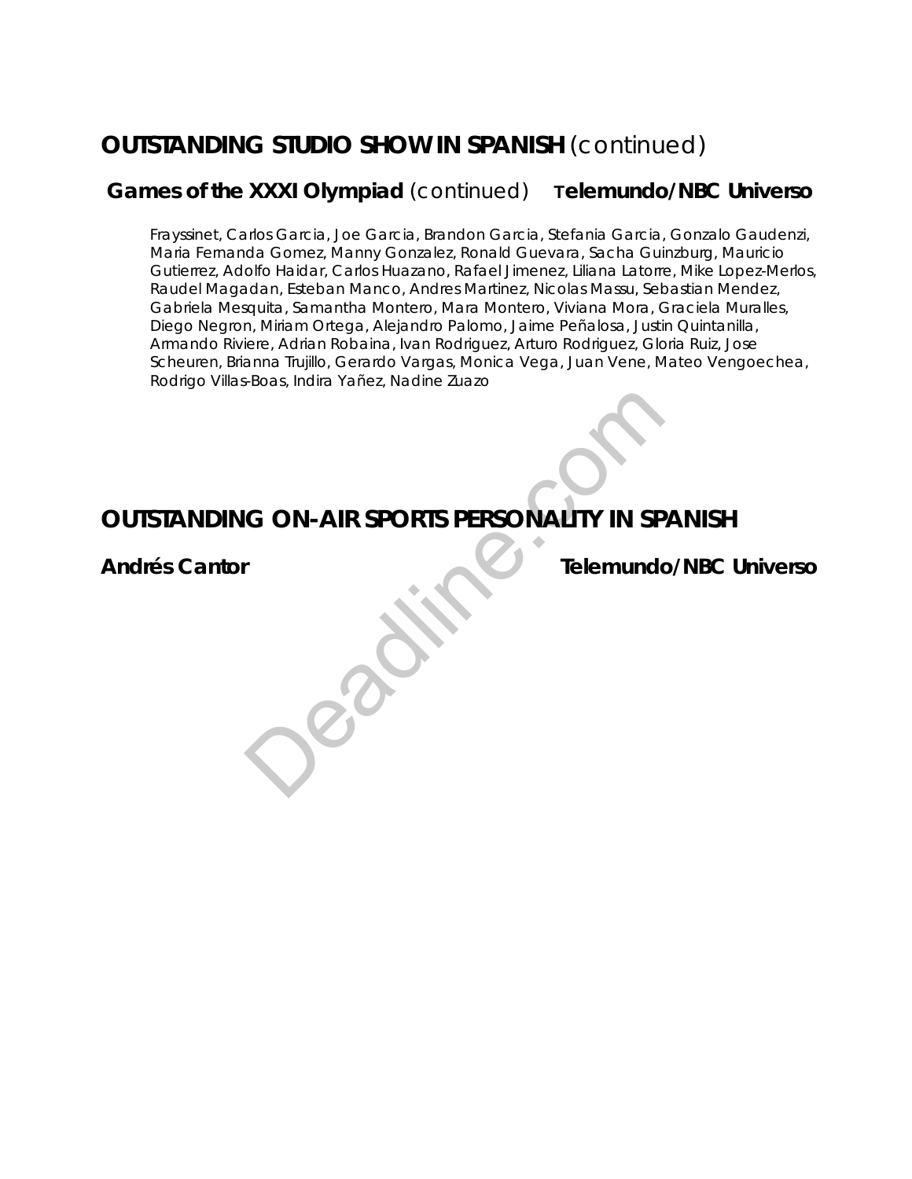## OUTSTANDING STUDIO SHOW IN SPANISH (continued)

**Games of the XXXI Olympiad** (continued) **Telemundo/NBC Universo**

Frayssinet, Carlos Garcia, Joe Garcia, Brandon Garcia, Stefania Garcia, Gonzalo Gaudenzi, Maria Fernanda Gomez, Manny Gonzalez, Ronald Guevara, Sacha Guinzburg, Mauricio Gutierrez, Adolfo Haidar, Carlos Huazano, Rafael Jimenez, Liliana Latorre, Mike Lopez-Merlos, Raudel Magadan, Esteban Manco, Andres Martinez, Nicolas Massu, Sebastian Mendez, Gabriela Mesquita, Samantha Montero, Mara Montero, Viviana Mora, Graciela Muralles, Diego Negron, Miriam Ortega, Alejandro Palomo, Jaime Peñalosa, Justin Quintanilla, Armando Riviere, Adrian Robaina, Ivan Rodriguez, Arturo Rodriguez, Gloria Ruiz, Jose Scheuren, Brianna Trujillo, Gerardo Vargas, Monica Vega, Juan Vene, Mateo Vengoechea, Rodrigo Villas-Boas, Indira Yañez, Nadine Zuazo

## OUTSTANDING ON-AIR SPORTS PERSONALITY IN SPANISH

**Andrés Cantor** **Telemundo/NBC Universo**